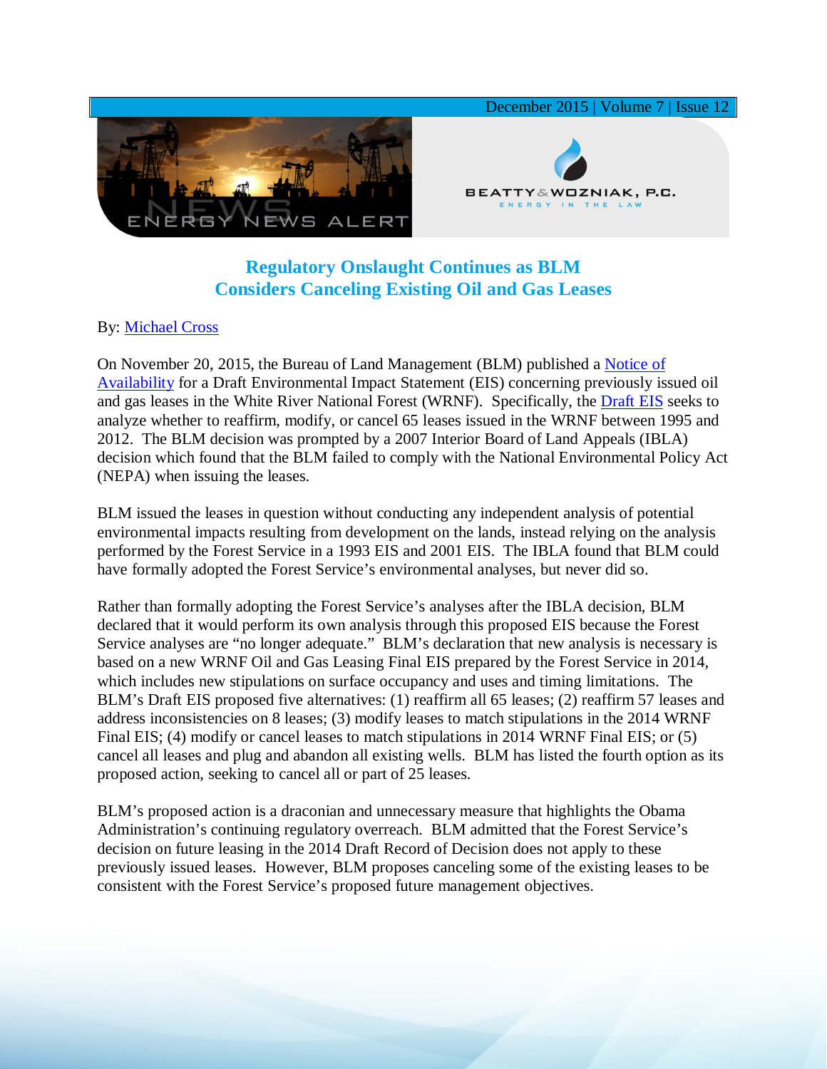# Regulatory Onslaught Continues as BLM Considers Canceling Existing Oil and Gas Leases

By: Michael Cross

On November 20, 2015, the Bureau of Land Management (BLM) published a Notice of Availability for a Draft Environmental Impact Statement (EIS) concerning previously issued oil and gas leases in the White River National Forest (WRNF). Specifically, the Draft EIS seeks to analyze whether to reaffirm, modify, or cancel 65 leases issued in the WRNF between 1995 and 2012. The BLM decision was prompted by a 2007 Interior Board of Land Appeals (IBLA) decision which found that the BLM failed to comply with the National Environmental Policy Act (NEPA) when issuing the leases.

BLM issued the leases in question without conducting any independent analysis of potential environmental impacts resulting from development on the lands, instead relying on the analysis performed by the Forest Service in a 1993 EIS and 2001 EIS. The IBLA found that BLM could have formally adopted the Forest Service's environmental analyses, but never did so.

Rather than formally adopting the Forest Service's analyses after the IBLA decision, BLM declared that it would perform its own analysis through this proposed EIS because the Forest Service analyses are "no longer adequate." BLM's declaration that new analysis is necessary is based on a new WRNF Oil and Gas Leasing Final EIS prepared by the Forest Service in 2014, which includes new stipulations on surface occupancy and uses and timing limitations. The BLM's Draft EIS proposed five alternatives: (1) reaffirm all 65 leases; (2) reaffirm 57 leases and address inconsistencies on 8 leases; (3) modify leases to match stipulations in the 2014 WRNF Final EIS; (4) modify or cancel leases to match stipulations in 2014 WRNF Final EIS; or (5) cancel all leases and plug and abandon all existing wells. BLM has listed the fourth option as its proposed action, seeking to cancel all or part of 25 leases.

BLM's proposed action is a draconian and unnecessary measure that highlights the Obama Administration's continuing regulatory overreach. BLM admitted that the Forest Service's decision on future leasing in the 2014 Draft Record of Decision does not apply to these previously issued leases. However, BLM proposes canceling some of the existing leases to be consistent with the Forest Service's proposed future management objectives.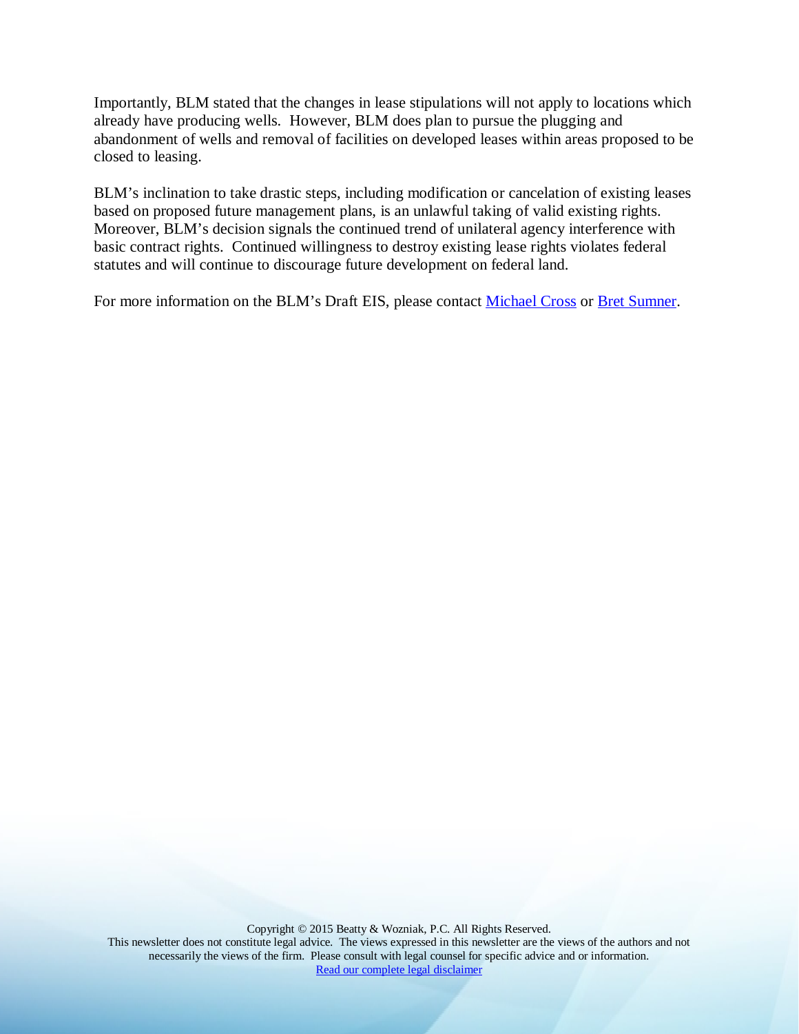Importantly, BLM stated that the changes in lease stipulations will not apply to locations which already have producing wells. However, BLM does plan to pursue the plugging and abandonment of wells and removal of facilities on developed leases within areas proposed to be closed to leasing.

BLM's inclination to take drastic steps, including modification or cancelation of existing leases based on proposed future management plans, is an unlawful taking of valid existing rights. Moreover, BLM's decision signals the continued trend of unilateral agency interference with basic contract rights. Continued willingness to destroy existing lease rights violates federal statutes and will continue to discourage future development on federal land.

For more information on the BLM's Draft EIS, please contact Michael Cross or Bret Sumner.

Copyright © 2015 Beatty & Wozniak, P.C. All Rights Reserved.
This newsletter does not constitute legal advice. The views expressed in this newsletter are the views of the authors and not necessarily the views of the firm. Please consult with legal counsel for specific advice and or information.
Read our complete legal disclaimer